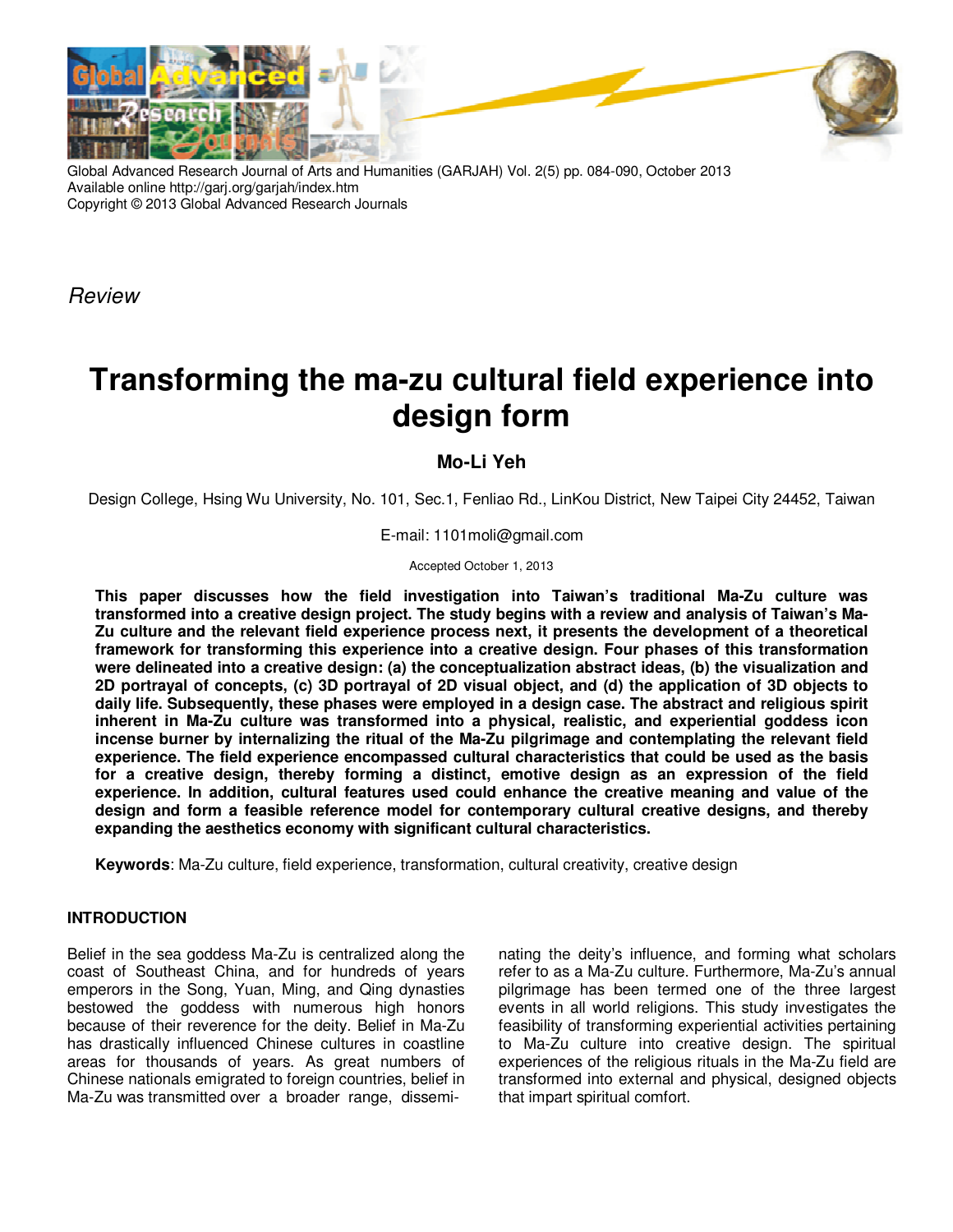*Review*

# Transforming the ma-zu cultural field experience into design form

**Mo-Li Yeh**

Design College, Hsing Wu University, No. 101, Sec.1, Fenliao Rd., LinKou District, New Taipei City 24452, Taiwan

E-mail: 1101moli@gmail.com

Accepted October 1, 2013

**This paper discusses how the field investigation into Taiwan's traditional Ma-Zu culture was transformed into a creative design project. The study begins with a review and analysis of Taiwan's Ma-Zu culture and the relevant field experience process next, it presents the development of a theoretical framework for transforming this experience into a creative design. Four phases of this transformation were delineated into a creative design: (a) the conceptualization abstract ideas, (b) the visualization and 2D portrayal of concepts, (c) 3D portrayal of 2D visual object, and (d) the application of 3D objects to daily life. Subsequently, these phases were employed in a design case. The abstract and religious spirit inherent in Ma-Zu culture was transformed into a physical, realistic, and experiential goddess icon incense burner by internalizing the ritual of the Ma-Zu pilgrimage and contemplating the relevant field experience. The field experience encompassed cultural characteristics that could be used as the basis for a creative design, thereby forming a distinct, emotive design as an expression of the field experience. In addition, cultural features used could enhance the creative meaning and value of the design and form a feasible reference model for contemporary cultural creative designs, and thereby expanding the aesthetics economy with significant cultural characteristics.**

**Keywords**: Ma-Zu culture, field experience, transformation, cultural creativity, creative design

## INTRODUCTION

Belief in the sea goddess Ma-Zu is centralized along the coast of Southeast China, and for hundreds of years emperors in the Song, Yuan, Ming, and Qing dynasties bestowed the goddess with numerous high honors because of their reverence for the deity. Belief in Ma-Zu has drastically influenced Chinese cultures in coastline areas for thousands of years. As great numbers of Chinese nationals emigrated to foreign countries, belief in Ma-Zu was transmitted over a broader range, disseminating the deity's influence, and forming what scholars refer to as a Ma-Zu culture. Furthermore, Ma-Zu's annual pilgrimage has been termed one of the three largest events in all world religions. This study investigates the feasibility of transforming experiential activities pertaining to Ma-Zu culture into creative design. The spiritual experiences of the religious rituals in the Ma-Zu field are transformed into external and physical, designed objects that impart spiritual comfort.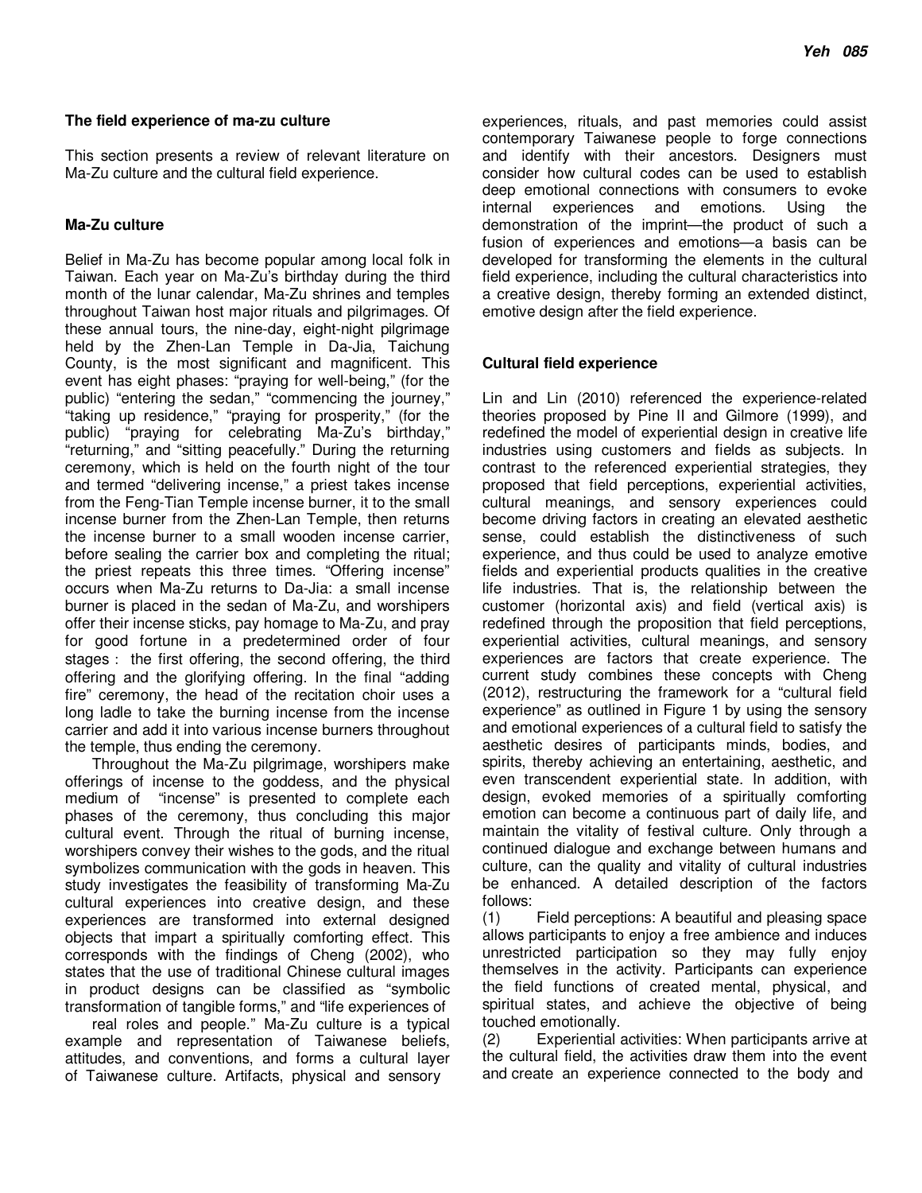### The field experience of ma-zu culture

This section presents a review of relevant literature on Ma-Zu culture and the cultural field experience.

### Ma-Zu culture

Belief in Ma-Zu has become popular among local folk in Taiwan. Each year on Ma-Zu's birthday during the third month of the lunar calendar, Ma-Zu shrines and temples throughout Taiwan host major rituals and pilgrimages. Of these annual tours, the nine-day, eight-night pilgrimage held by the Zhen-Lan Temple in Da-Jia, Taichung County, is the most significant and magnificent. This event has eight phases: "praying for well-being," (for the public) "entering the sedan," "commencing the journey," "taking up residence," "praying for prosperity," (for the public) "praying for celebrating Ma-Zu's birthday," "returning," and "sitting peacefully." During the returning ceremony, which is held on the fourth night of the tour and termed "delivering incense," a priest takes incense from the Feng-Tian Temple incense burner, it to the small incense burner from the Zhen-Lan Temple, then returns the incense burner to a small wooden incense carrier, before sealing the carrier box and completing the ritual; the priest repeats this three times. "Offering incense" occurs when Ma-Zu returns to Da-Jia: a small incense burner is placed in the sedan of Ma-Zu, and worshipers offer their incense sticks, pay homage to Ma-Zu, and pray for good fortune in a predetermined order of four stages : the first offering, the second offering, the third offering and the glorifying offering. In the final "adding fire" ceremony, the head of the recitation choir uses a long ladle to take the burning incense from the incense carrier and add it into various incense burners throughout the temple, thus ending the ceremony.

Throughout the Ma-Zu pilgrimage, worshipers make offerings of incense to the goddess, and the physical medium of "incense" is presented to complete each phases of the ceremony, thus concluding this major cultural event. Through the ritual of burning incense, worshipers convey their wishes to the gods, and the ritual symbolizes communication with the gods in heaven. This study investigates the feasibility of transforming Ma-Zu cultural experiences into creative design, and these experiences are transformed into external designed objects that impart a spiritually comforting effect. This corresponds with the findings of Cheng (2002), who states that the use of traditional Chinese cultural images in product designs can be classified as "symbolic transformation of tangible forms," and "life experiences of real roles and people." Ma-Zu culture is a typical example and representation of Taiwanese beliefs, attitudes, and conventions, and forms a cultural layer of Taiwanese culture. Artifacts, physical and sensory experiences, rituals, and past memories could assist contemporary Taiwanese people to forge connections and identify with their ancestors. Designers must consider how cultural codes can be used to establish deep emotional connections with consumers to evoke internal experiences and emotions. Using the demonstration of the imprint—the product of such a fusion of experiences and emotions—a basis can be developed for transforming the elements in the cultural field experience, including the cultural characteristics into a creative design, thereby forming an extended distinct, emotive design after the field experience.

### Cultural field experience

Lin and Lin (2010) referenced the experience-related theories proposed by Pine II and Gilmore (1999), and redefined the model of experiential design in creative life industries using customers and fields as subjects. In contrast to the referenced experiential strategies, they proposed that field perceptions, experiential activities, cultural meanings, and sensory experiences could become driving factors in creating an elevated aesthetic sense, could establish the distinctiveness of such experience, and thus could be used to analyze emotive fields and experiential products qualities in the creative life industries. That is, the relationship between the customer (horizontal axis) and field (vertical axis) is redefined through the proposition that field perceptions, experiential activities, cultural meanings, and sensory experiences are factors that create experience. The current study combines these concepts with Cheng (2012), restructuring the framework for a "cultural field experience" as outlined in Figure 1 by using the sensory and emotional experiences of a cultural field to satisfy the aesthetic desires of participants minds, bodies, and spirits, thereby achieving an entertaining, aesthetic, and even transcendent experiential state. In addition, with design, evoked memories of a spiritually comforting emotion can become a continuous part of daily life, and maintain the vitality of festival culture. Only through a continued dialogue and exchange between humans and culture, can the quality and vitality of cultural industries be enhanced. A detailed description of the factors follows:

(1) Field perceptions: A beautiful and pleasing space allows participants to enjoy a free ambience and induces unrestricted participation so they may fully enjoy themselves in the activity. Participants can experience the field functions of created mental, physical, and spiritual states, and achieve the objective of being touched emotionally.

(2) Experiential activities: When participants arrive at the cultural field, the activities draw them into the event and create an experience connected to the body and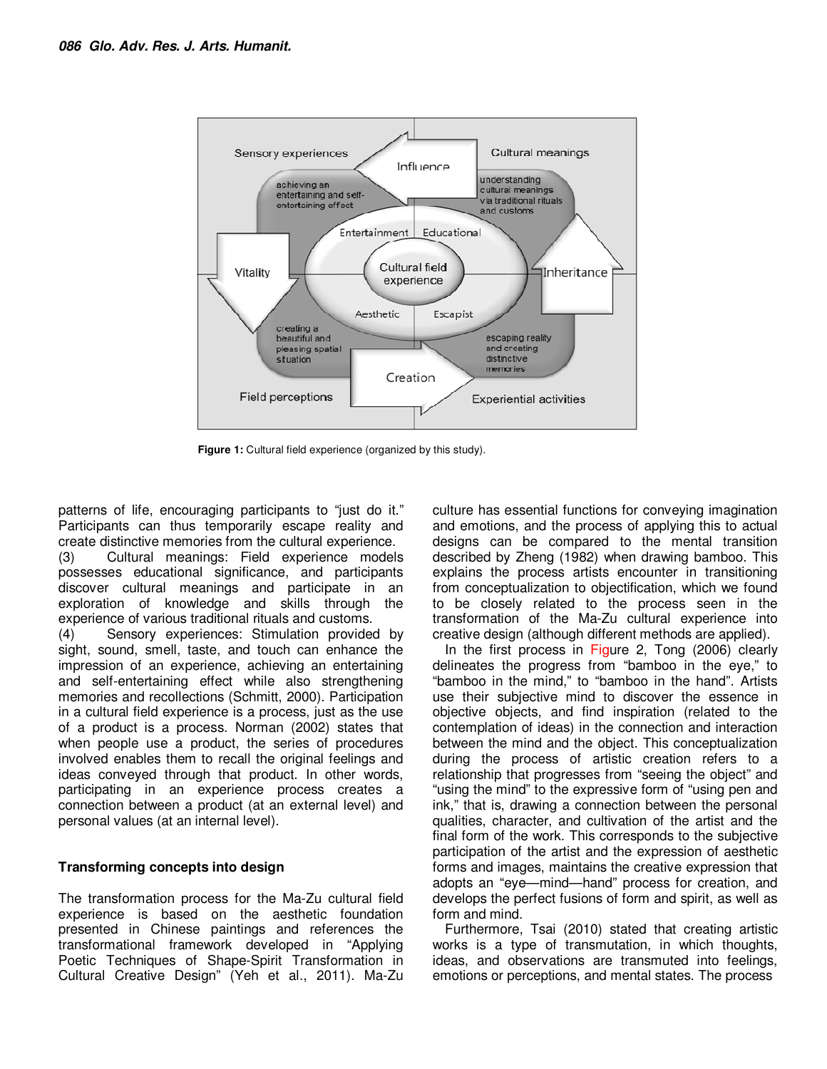Figure 1: Cultural field experience (organized by this study).

patterns of life, encouraging participants to "just do it." Participants can thus temporarily escape reality and create distinctive memories from the cultural experience.

(3) Cultural meanings: Field experience models possesses educational significance, and participants discover cultural meanings and participate in an exploration of knowledge and skills through the experience of various traditional rituals and customs.

(4) Sensory experiences: Stimulation provided by sight, sound, smell, taste, and touch can enhance the impression of an experience, achieving an entertaining and self-entertaining effect while also strengthening memories and recollections (Schmitt, 2000). Participation in a cultural field experience is a process, just as the use of a product is a process. Norman (2002) states that when people use a product, the series of procedures involved enables them to recall the original feelings and ideas conveyed through that product. In other words, participating in an experience process creates a connection between a product (at an external level) and personal values (at an internal level).

## Transforming concepts into design

The transformation process for the Ma-Zu cultural field experience is based on the aesthetic foundation presented in Chinese paintings and references the transformational framework developed in "Applying Poetic Techniques of Shape-Spirit Transformation in Cultural Creative Design" (Yeh et al., 2011). Ma-Zu culture has essential functions for conveying imagination and emotions, and the process of applying this to actual designs can be compared to the mental transition described by Zheng (1982) when drawing bamboo. This explains the process artists encounter in transitioning from conceptualization to objectification, which we found to be closely related to the process seen in the transformation of the Ma-Zu cultural experience into creative design (although different methods are applied).

In the first process in Figure 2, Tong (2006) clearly delineates the progress from "bamboo in the eye," to "bamboo in the mind," to "bamboo in the hand". Artists use their subjective mind to discover the essence in objective objects, and find inspiration (related to the contemplation of ideas) in the connection and interaction between the mind and the object. This conceptualization during the process of artistic creation refers to a relationship that progresses from "seeing the object" and "using the mind" to the expressive form of "using pen and ink," that is, drawing a connection between the personal qualities, character, and cultivation of the artist and the final form of the work. This corresponds to the subjective participation of the artist and the expression of aesthetic forms and images, maintains the creative expression that adopts an "eye—mind—hand" process for creation, and develops the perfect fusions of form and spirit, as well as form and mind.

Furthermore, Tsai (2010) stated that creating artistic works is a type of transmutation, in which thoughts, ideas, and observations are transmuted into feelings, emotions or perceptions, and mental states. The process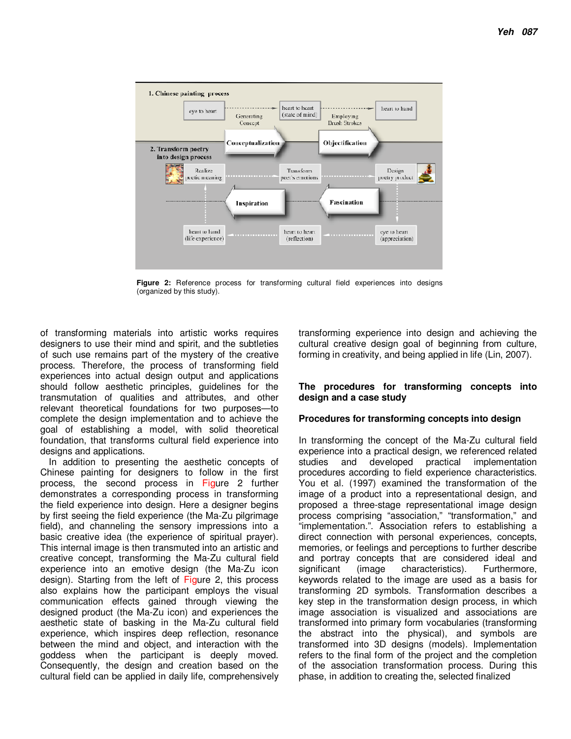**Figure 2:** Reference process for transforming cultural field experiences into designs (organized by this study).

of transforming materials into artistic works requires designers to use their mind and spirit, and the subtleties of such use remains part of the mystery of the creative process. Therefore, the process of transforming field experiences into actual design output and applications should follow aesthetic principles, guidelines for the transmutation of qualities and attributes, and other relevant theoretical foundations for two purposes—to complete the design implementation and to achieve the goal of establishing a model, with solid theoretical foundation, that transforms cultural field experience into designs and applications.

In addition to presenting the aesthetic concepts of Chinese painting for designers to follow in the first process, the second process in Figure 2 further demonstrates a corresponding process in transforming the field experience into design. Here a designer begins by first seeing the field experience (the Ma-Zu pilgrimage field), and channeling the sensory impressions into a basic creative idea (the experience of spiritual prayer). This internal image is then transmuted into an artistic and creative concept, transforming the Ma-Zu cultural field experience into an emotive design (the Ma-Zu icon design). Starting from the left of Figure 2, this process also explains how the participant employs the visual communication effects gained through viewing the designed product (the Ma-Zu icon) and experiences the aesthetic state of basking in the Ma-Zu cultural field experience, which inspires deep reflection, resonance between the mind and object, and interaction with the goddess when the participant is deeply moved. Consequently, the design and creation based on the cultural field can be applied in daily life, comprehensively transforming experience into design and achieving the cultural creative design goal of beginning from culture, forming in creativity, and being applied in life (Lin, 2007).

## The procedures for transforming concepts into design and a case study

### Procedures for transforming concepts into design

In transforming the concept of the Ma-Zu cultural field experience into a practical design, we referenced related studies and developed practical implementation procedures according to field experience characteristics. You et al. (1997) examined the transformation of the image of a product into a representational design, and proposed a three-stage representational image design process comprising "association," "transformation," and "implementation." Association refers to establishing a direct connection with personal experiences, concepts, memories, or feelings and perceptions to further describe and portray concepts that are considered ideal and significant (image characteristics). Furthermore, keywords related to the image are used as a basis for transforming 2D symbols. Transformation describes a key step in the transformation design process, in which image association is visualized and associations are transformed into primary form vocabularies (transforming the abstract into the physical), and symbols are transformed into 3D designs (models). Implementation refers to the final form of the project and the completion of the association transformation process. During this phase, in addition to creating the, selected finalized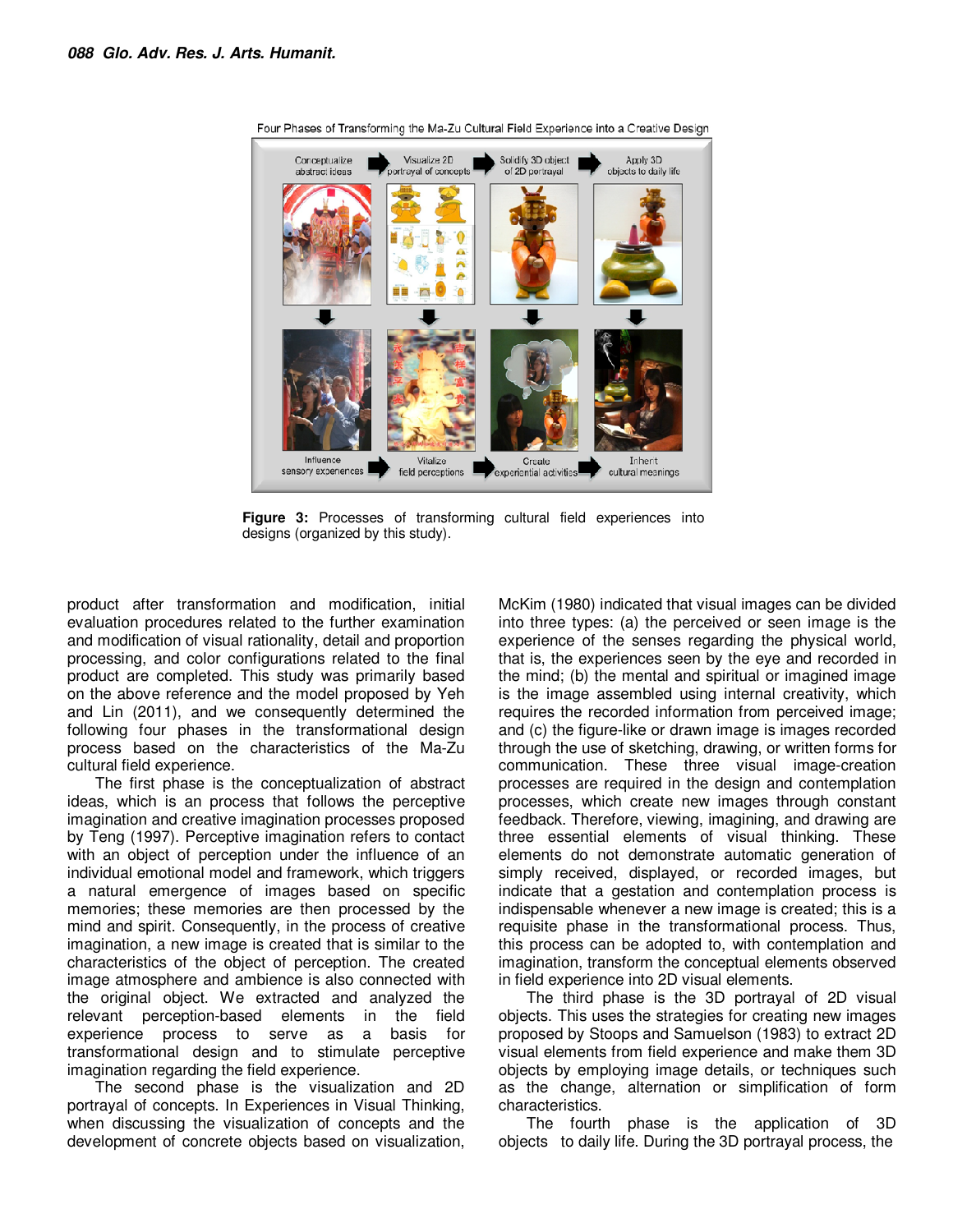Four Phases of Transforming the Ma-Zu Cultural Field Experience into a Creative Design

**Figure 3:** Processes of transforming cultural field experiences into designs (organized by this study).

product after transformation and modification, initial evaluation procedures related to the further examination and modification of visual rationality, detail and proportion processing, and color configurations related to the final product are completed. This study was primarily based on the above reference and the model proposed by Yeh and Lin (2011), and we consequently determined the following four phases in the transformational design process based on the characteristics of the Ma-Zu cultural field experience.

The first phase is the conceptualization of abstract ideas, which is an process that follows the perceptive imagination and creative imagination processes proposed by Teng (1997). Perceptive imagination refers to contact with an object of perception under the influence of an individual emotional model and framework, which triggers a natural emergence of images based on specific memories; these memories are then processed by the mind and spirit. Consequently, in the process of creative imagination, a new image is created that is similar to the characteristics of the object of perception. The created image atmosphere and ambience is also connected with the original object. We extracted and analyzed the relevant perception-based elements in the field experience process to serve as a basis for transformational design and to stimulate perceptive imagination regarding the field experience.

The second phase is the visualization and 2D portrayal of concepts. In Experiences in Visual Thinking, when discussing the visualization of concepts and the development of concrete objects based on visualization, McKim (1980) indicated that visual images can be divided into three types: (a) the perceived or seen image is the experience of the senses regarding the physical world, that is, the experiences seen by the eye and recorded in the mind; (b) the mental and spiritual or imagined image is the image assembled using internal creativity, which requires the recorded information from perceived image; and (c) the figure-like or drawn image is images recorded through the use of sketching, drawing, or written forms for communication. These three visual image-creation processes are required in the design and contemplation processes, which create new images through constant feedback. Therefore, viewing, imagining, and drawing are three essential elements of visual thinking. These elements do not demonstrate automatic generation of simply received, displayed, or recorded images, but indicate that a gestation and contemplation process is indispensable whenever a new image is created; this is a requisite phase in the transformational process. Thus, this process can be adopted to, with contemplation and imagination, transform the conceptual elements observed in field experience into 2D visual elements.

The third phase is the 3D portrayal of 2D visual objects. This uses the strategies for creating new images proposed by Stoops and Samuelson (1983) to extract 2D visual elements from field experience and make them 3D objects by employing image details, or techniques such as the change, alternation or simplification of form characteristics.

The fourth phase is the application of 3D objects to daily life. During the 3D portrayal process, the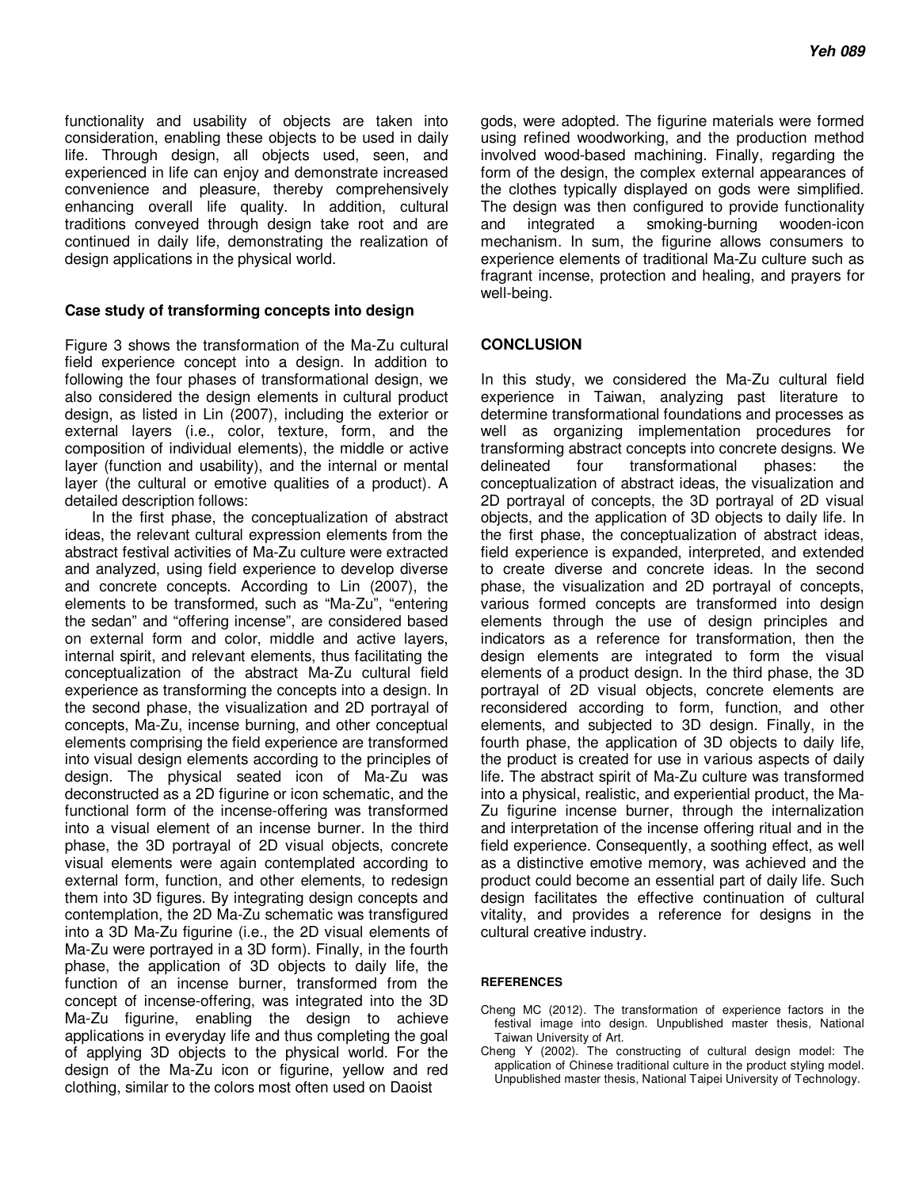functionality and usability of objects are taken into consideration, enabling these objects to be used in daily life. Through design, all objects used, seen, and experienced in life can enjoy and demonstrate increased convenience and pleasure, thereby comprehensively enhancing overall life quality. In addition, cultural traditions conveyed through design take root and are continued in daily life, demonstrating the realization of design applications in the physical world.

### Case study of transforming concepts into design

Figure 3 shows the transformation of the Ma-Zu cultural field experience concept into a design. In addition to following the four phases of transformational design, we also considered the design elements in cultural product design, as listed in Lin (2007), including the exterior or external layers (i.e., color, texture, form, and the composition of individual elements), the middle or active layer (function and usability), and the internal or mental layer (the cultural or emotive qualities of a product). A detailed description follows:

In the first phase, the conceptualization of abstract ideas, the relevant cultural expression elements from the abstract festival activities of Ma-Zu culture were extracted and analyzed, using field experience to develop diverse and concrete concepts. According to Lin (2007), the elements to be transformed, such as "Ma-Zu", "entering the sedan" and "offering incense", are considered based on external form and color, middle and active layers, internal spirit, and relevant elements, thus facilitating the conceptualization of the abstract Ma-Zu cultural field experience as transforming the concepts into a design. In the second phase, the visualization and 2D portrayal of concepts, Ma-Zu, incense burning, and other conceptual elements comprising the field experience are transformed into visual design elements according to the principles of design. The physical seated icon of Ma-Zu was deconstructed as a 2D figurine or icon schematic, and the functional form of the incense-offering was transformed into a visual element of an incense burner. In the third phase, the 3D portrayal of 2D visual objects, concrete visual elements were again contemplated according to external form, function, and other elements, to redesign them into 3D figures. By integrating design concepts and contemplation, the 2D Ma-Zu schematic was transfigured into a 3D Ma-Zu figurine (i.e., the 2D visual elements of Ma-Zu were portrayed in a 3D form). Finally, in the fourth phase, the application of 3D objects to daily life, the function of an incense burner, transformed from the concept of incense-offering, was integrated into the 3D Ma-Zu figurine, enabling the design to achieve applications in everyday life and thus completing the goal of applying 3D objects to the physical world. For the design of the Ma-Zu icon or figurine, yellow and red clothing, similar to the colors most often used on Daoist gods, were adopted. The figurine materials were formed using refined woodworking, and the production method involved wood-based machining. Finally, regarding the form of the design, the complex external appearances of the clothes typically displayed on gods were simplified. The design was then configured to provide functionality and integrated a smoking-burning wooden-icon mechanism. In sum, the figurine allows consumers to experience elements of traditional Ma-Zu culture such as fragrant incense, protection and healing, and prayers for well-being.

## CONCLUSION

In this study, we considered the Ma-Zu cultural field experience in Taiwan, analyzing past literature to determine transformational foundations and processes as well as organizing implementation procedures for transforming abstract concepts into concrete designs. We delineated four transformational phases: the conceptualization of abstract ideas, the visualization and 2D portrayal of concepts, the 3D portrayal of 2D visual objects, and the application of 3D objects to daily life. In the first phase, the conceptualization of abstract ideas, field experience is expanded, interpreted, and extended to create diverse and concrete ideas. In the second phase, the visualization and 2D portrayal of concepts, various formed concepts are transformed into design elements through the use of design principles and indicators as a reference for transformation, then the design elements are integrated to form the visual elements of a product design. In the third phase, the 3D portrayal of 2D visual objects, concrete elements are reconsidered according to form, function, and other elements, and subjected to 3D design. Finally, in the fourth phase, the application of 3D objects to daily life, the product is created for use in various aspects of daily life. The abstract spirit of Ma-Zu culture was transformed into a physical, realistic, and experiential product, the Ma-Zu figurine incense burner, through the internalization and interpretation of the incense offering ritual and in the field experience. Consequently, a soothing effect, as well as a distinctive emotive memory, was achieved and the product could become an essential part of daily life. Such design facilitates the effective continuation of cultural vitality, and provides a reference for designs in the cultural creative industry.

## REFERENCES

Cheng MC (2012). The transformation of experience factors in the festival image into design. Unpublished master thesis, National Taiwan University of Art.

Cheng Y (2002). The constructing of cultural design model: The application of Chinese traditional culture in the product styling model. Unpublished master thesis, National Taipei University of Technology.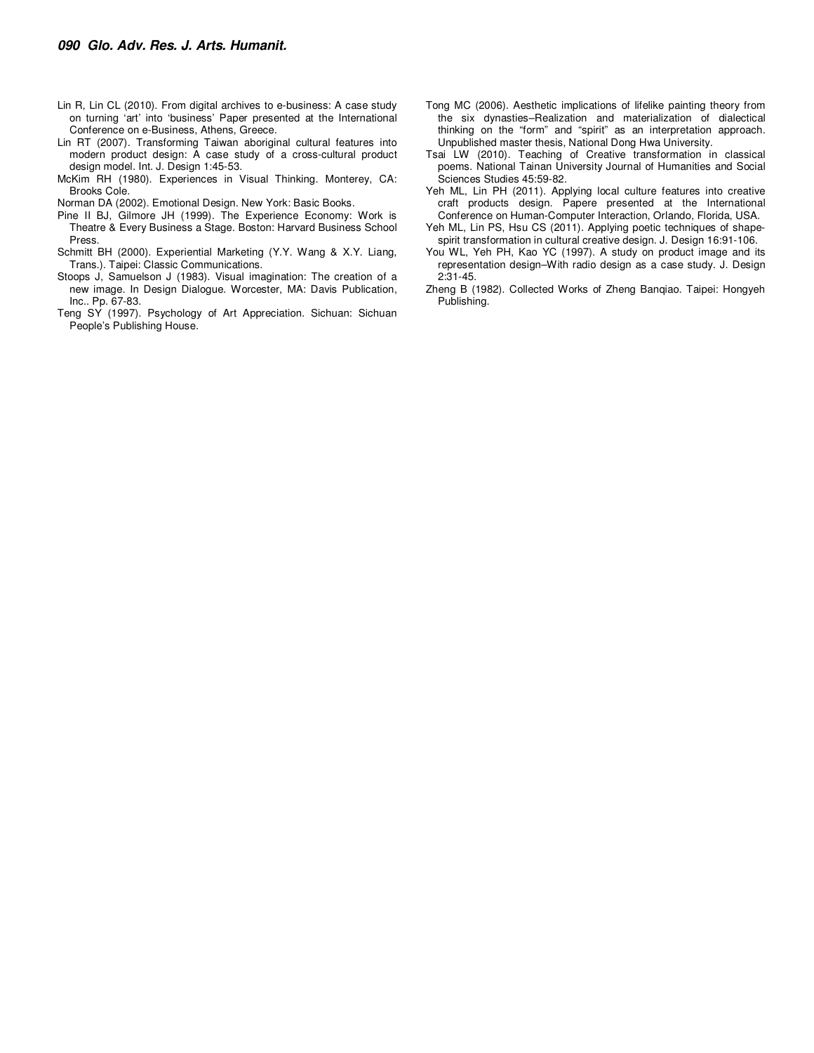Lin R, Lin CL (2010). From digital archives to e-business: A case study on turning 'art' into 'business' Paper presented at the International Conference on e-Business, Athens, Greece.

Lin RT (2007). Transforming Taiwan aboriginal cultural features into modern product design: A case study of a cross-cultural product design model. Int. J. Design 1:45-53.

McKim RH (1980). Experiences in Visual Thinking. Monterey, CA: Brooks Cole.

Norman DA (2002). Emotional Design. New York: Basic Books.

Pine II BJ, Gilmore JH (1999). The Experience Economy: Work is Theatre & Every Business a Stage. Boston: Harvard Business School Press.

Schmitt BH (2000). Experiential Marketing (Y.Y. Wang & X.Y. Liang, Trans.). Taipei: Classic Communications.

Stoops J, Samuelson J (1983). Visual imagination: The creation of a new image. In Design Dialogue. Worcester, MA: Davis Publication, Inc.. Pp. 67-83.

Teng SY (1997). Psychology of Art Appreciation. Sichuan: Sichuan People's Publishing House.

Tong MC (2006). Aesthetic implications of lifelike painting theory from the six dynasties–Realization and materialization of dialectical thinking on the "form" and "spirit" as an interpretation approach. Unpublished master thesis, National Dong Hwa University.

Tsai LW (2010). Teaching of Creative transformation in classical poems. National Tainan University Journal of Humanities and Social Sciences Studies 45:59-82.

Yeh ML, Lin PH (2011). Applying local culture features into creative craft products design. Papere presented at the International Conference on Human-Computer Interaction, Orlando, Florida, USA.

Yeh ML, Lin PS, Hsu CS (2011). Applying poetic techniques of shape-spirit transformation in cultural creative design. J. Design 16:91-106.

You WL, Yeh PH, Kao YC (1997). A study on product image and its representation design–With radio design as a case study. J. Design 2:31-45.

Zheng B (1982). Collected Works of Zheng Banqiao. Taipei: Hongyeh Publishing.